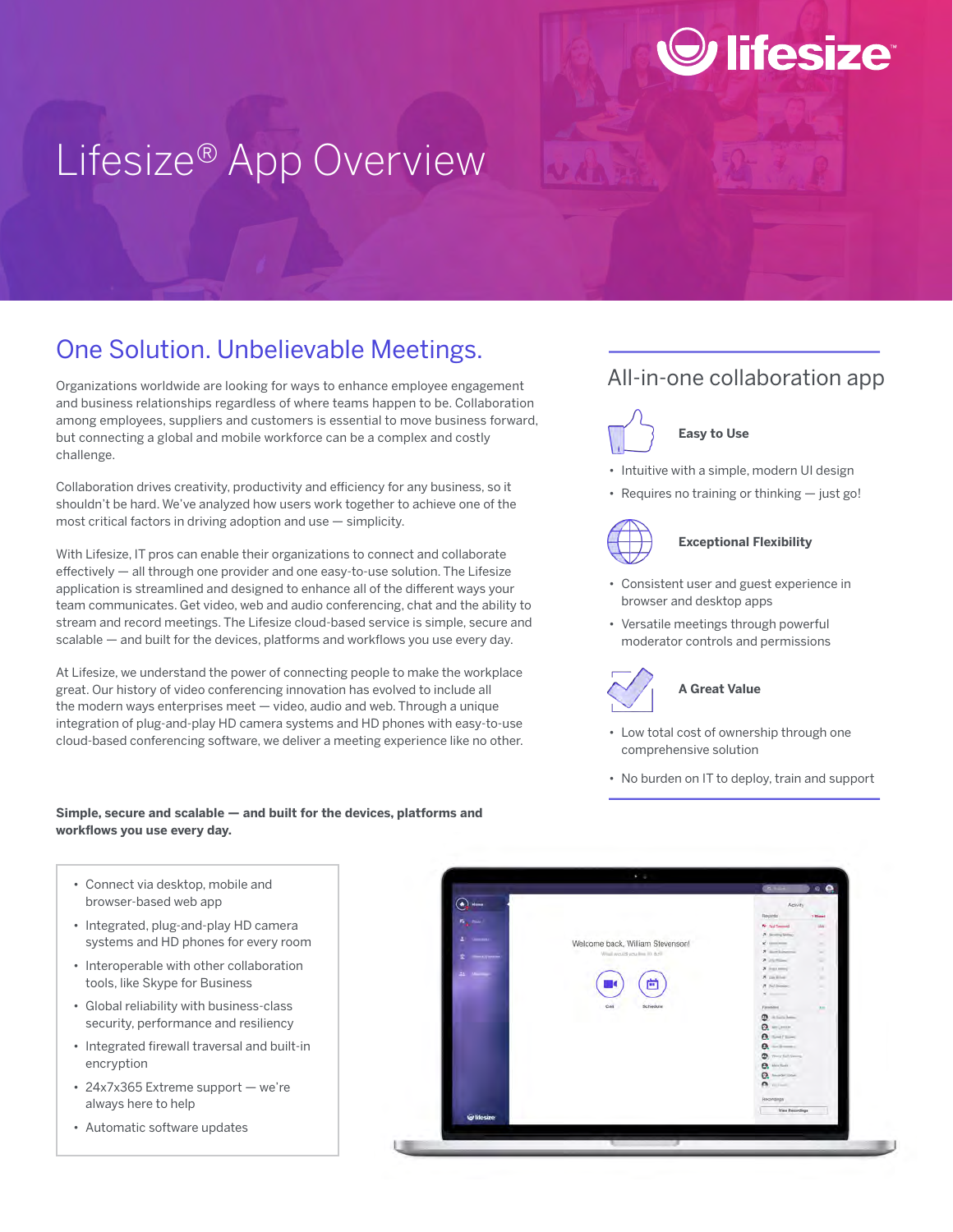# Lifesize® App Overview

## One Solution. Unbelievable Meetings.

Organizations worldwide are looking for ways to enhance employee engagement and business relationships regardless of where teams happen to be. Collaboration among employees, suppliers and customers is essential to move business forward, but connecting a global and mobile workforce can be a complex and costly challenge.

Collaboration drives creativity, productivity and efficiency for any business, so it shouldn't be hard. We've analyzed how users work together to achieve one of the most critical factors in driving adoption and use — simplicity.

With Lifesize, IT pros can enable their organizations to connect and collaborate effectively — all through one provider and one easy-to-use solution. The Lifesize application is streamlined and designed to enhance all of the different ways your team communicates. Get video, web and audio conferencing, chat and the ability to stream and record meetings. The Lifesize cloud-based service is simple, secure and scalable — and built for the devices, platforms and workflows you use every day.

At Lifesize, we understand the power of connecting people to make the workplace great. Our history of video conferencing innovation has evolved to include all the modern ways enterprises meet — video, audio and web. Through a unique integration of plug-and-play HD camera systems and HD phones with easy-to-use cloud-based conferencing software, we deliver a meeting experience like no other.

## All-in-one collaboration app

**Easy to Use**

- Intuitive with a simple, modern UI design
- Requires no training or thinking — just go!

**Exceptional Flexibility**

- Consistent user and guest experience in browser and desktop apps
- Versatile meetings through powerful moderator controls and permissions

**A Great Value**

- Low total cost of ownership through one comprehensive solution
- No burden on IT to deploy, train and support

**Simple, secure and scalable — and built for the devices, platforms and workflows you use every day.**

- Connect via desktop, mobile and browser-based web app
- Integrated, plug-and-play HD camera systems and HD phones for every room
- Interoperable with other collaboration tools, like Skype for Business
- Global reliability with business-class security, performance and resiliency
- Integrated firewall traversal and built-in encryption
- 24x7x365 Extreme support — we're always here to help
- Automatic software updates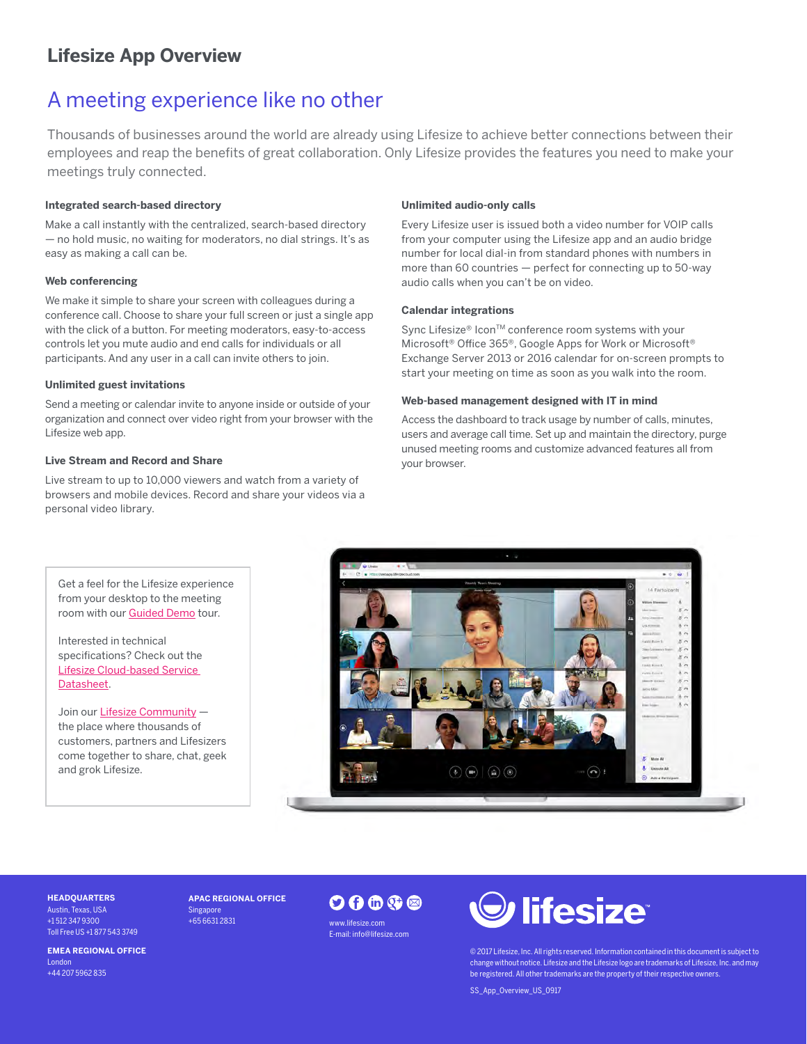# Lifesize App Overview

## A meeting experience like no other

Thousands of businesses around the world are already using Lifesize to achieve better connections between their employees and reap the benefits of great collaboration. Only Lifesize provides the features you need to make your meetings truly connected.

### Integrated search-based directory

Make a call instantly with the centralized, search-based directory — no hold music, no waiting for moderators, no dial strings. It's as easy as making a call can be.

### Web conferencing

We make it simple to share your screen with colleagues during a conference call. Choose to share your full screen or just a single app with the click of a button. For meeting moderators, easy-to-access controls let you mute audio and end calls for individuals or all participants. And any user in a call can invite others to join.

### Unlimited guest invitations

Send a meeting or calendar invite to anyone inside or outside of your organization and connect over video right from your browser with the Lifesize web app.

### Live Stream and Record and Share

Live stream to up to 10,000 viewers and watch from a variety of browsers and mobile devices. Record and share your videos via a personal video library.

### Unlimited audio-only calls

Every Lifesize user is issued both a video number for VOIP calls from your computer using the Lifesize app and an audio bridge number for local dial-in from standard phones with numbers in more than 60 countries — perfect for connecting up to 50-way audio calls when you can't be on video.

### Calendar integrations

Sync Lifesize® Icon™ conference room systems with your Microsoft® Office 365®, Google Apps for Work or Microsoft® Exchange Server 2013 or 2016 calendar for on-screen prompts to start your meeting on time as soon as you walk into the room.

### Web-based management designed with IT in mind

Access the dashboard to track usage by number of calls, minutes, users and average call time. Set up and maintain the directory, purge unused meeting rooms and customize advanced features all from your browser.

Get a feel for the Lifesize experience from your desktop to the meeting room with our Guided Demo tour.

Interested in technical specifications? Check out the Lifesize Cloud-based Service Datasheet.

Join our Lifesize Community — the place where thousands of customers, partners and Lifesizers come together to share, chat, geek and grok Lifesize.

**HEADQUARTERS**
Austin, Texas, USA
+1 512 347 9300
Toll Free US +1 877 543 3749

**EMEA REGIONAL OFFICE**
London
+44 207 5962 835

**APAC REGIONAL OFFICE**
Singapore
+65 6631 2831

www.lifesize.com
E-mail: info@lifesize.com

lifesize™

© 2017 Lifesize, Inc. All rights reserved. Information contained in this document is subject to change without notice. Lifesize and the Lifesize logo are trademarks of Lifesize, Inc. and may be registered. All other trademarks are the property of their respective owners.

SS_App_Overview_US_0917